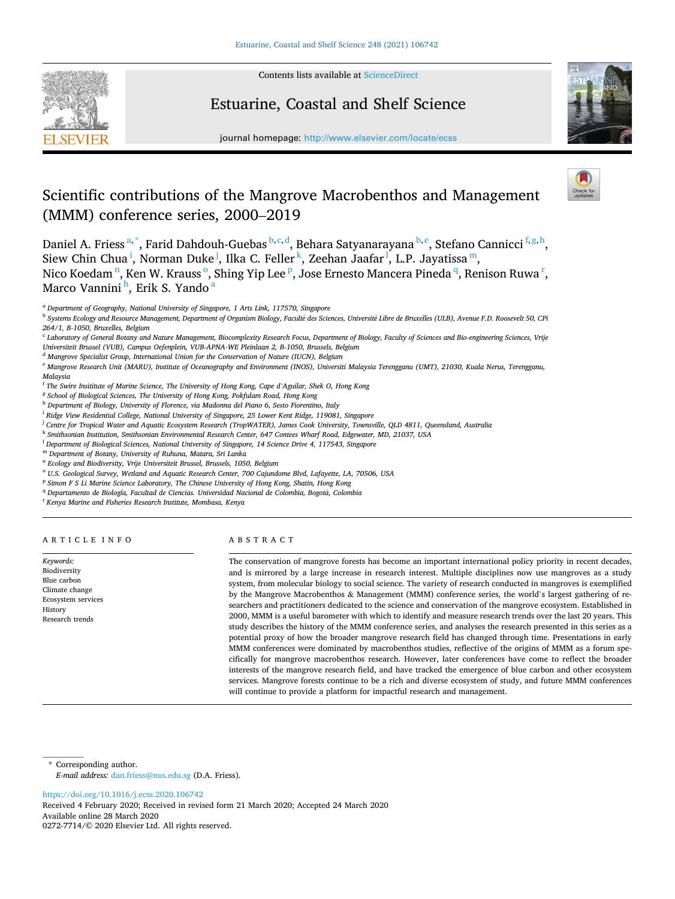# Scientific contributions of the Mangrove Macrobenthos and Management (MMM) conference series, 2000–2019

Daniel A. Friess[a,*], Farid Dahdouh-Guebas[b,c,d], Behara Satyanarayana[b,e], Stefano Cannicci[f,g,h], Siew Chin Chua[i], Norman Duke[j], Ilka C. Feller[k], Zeehan Jaafar[l], L.P. Jayatissa[m], Nico Koedam[n], Ken W. Krauss[o], Shing Yip Lee[p], Jose Ernesto Mancera Pineda[q], Renison Ruwa[r], Marco Vannini[h], Erik S. Yando[a]

[a] Department of Geography, National University of Singapore, 1 Arts Link, 117570, Singapore
[b] Systems Ecology and Resource Management, Department of Organism Biology, Faculté des Sciences, Université Libre de Bruxelles (ULB), Avenue F.D. Roosevelt 50, CPi 264/1, B-1050, Bruxelles, Belgium
[c] Laboratory of General Botany and Nature Management, Biocomplexity Research Focus, Department of Biology, Faculty of Sciences and Bio-engineering Sciences, Vrije Universiteit Brussel (VUB), Campus Oefenplein, VUB-APNA-WE Pleinlaan 2, B-1050, Brussels, Belgium
[d] Mangrove Specialist Group, International Union for the Conservation of Nature (IUCN), Belgium
[e] Mangrove Research Unit (MARU), Institute of Oceanography and Environment (INOS), Universiti Malaysia Terengganu (UMT), 21030, Kuala Nerus, Terengganu, Malaysia
[f] The Swire Insititute of Marine Science, The University of Hong Kong, Cape d'Aguilar, Shek O, Hong Kong
[g] School of Biological Sciences, The University of Hong Kong, Pokfulam Road, Hong Kong
[h] Department of Biology, University of Florence, via Madonna del Piano 6, Sesto Fiorentino, Italy
[i] Ridge View Residential College, National University of Singapore, 25 Lower Kent Ridge, 119081, Singapore
[j] Centre for Tropical Water and Aquatic Ecosystem Research (TropWATER), James Cook University, Townsville, QLD 4811, Queensland, Australia
[k] Smithsonian Institution, Smithsonian Environmental Research Center, 647 Contees Wharf Road, Edgewater, MD, 21037, USA
[l] Department of Biological Sciences, National University of Singapore, 14 Science Drive 4, 117543, Singapore
[m] Department of Botany, University of Ruhuna, Matara, Sri Lanka
[n] Ecology and Biodiversity, Vrije Universiteit Brussel, Brussels, 1050, Belgium
[o] U.S. Geological Survey, Wetland and Aquatic Research Center, 700 Cajundome Blvd, Lafayette, LA, 70506, USA
[p] Simon F S Li Marine Science Laboratory, The Chinese University of Hong Kong, Shatin, Hong Kong
[q] Departamento de Biología, Facultad de Ciencias. Universidad Nacional de Colombia, Bogotá, Colombia
[r] Kenya Marine and Fisheries Research Institute, Mombasa, Kenya

## ARTICLE INFO

*Keywords:*
Biodiversity
Blue carbon
Climate change
Ecosystem services
History
Research trends

## ABSTRACT

The conservation of mangrove forests has become an important international policy priority in recent decades, and is mirrored by a large increase in research interest. Multiple disciplines now use mangroves as a study system, from molecular biology to social science. The variety of research conducted in mangroves is exemplified by the Mangrove Macrobenthos & Management (MMM) conference series, the world's largest gathering of researchers and practitioners dedicated to the science and conservation of the mangrove ecosystem. Established in 2000, MMM is a useful barometer with which to identify and measure research trends over the last 20 years. This study describes the history of the MMM conference series, and analyses the research presented in this series as a potential proxy of how the broader mangrove research field has changed through time. Presentations in early MMM conferences were dominated by macrobenthos studies, reflective of the origins of MMM as a forum specifically for mangrove macrobenthos research. However, later conferences have come to reflect the broader interests of the mangrove research field, and have tracked the emergence of blue carbon and other ecosystem services. Mangrove forests continue to be a rich and diverse ecosystem of study, and future MMM conferences will continue to provide a platform for impactful research and management.

---

\* Corresponding author.
*E-mail address:* dan.friess@nus.edu.sg (D.A. Friess).

https://doi.org/10.1016/j.ecss.2020.106742
Received 4 February 2020; Received in revised form 21 March 2020; Accepted 24 March 2020
Available online 28 March 2020
0272-7714/© 2020 Elsevier Ltd. All rights reserved.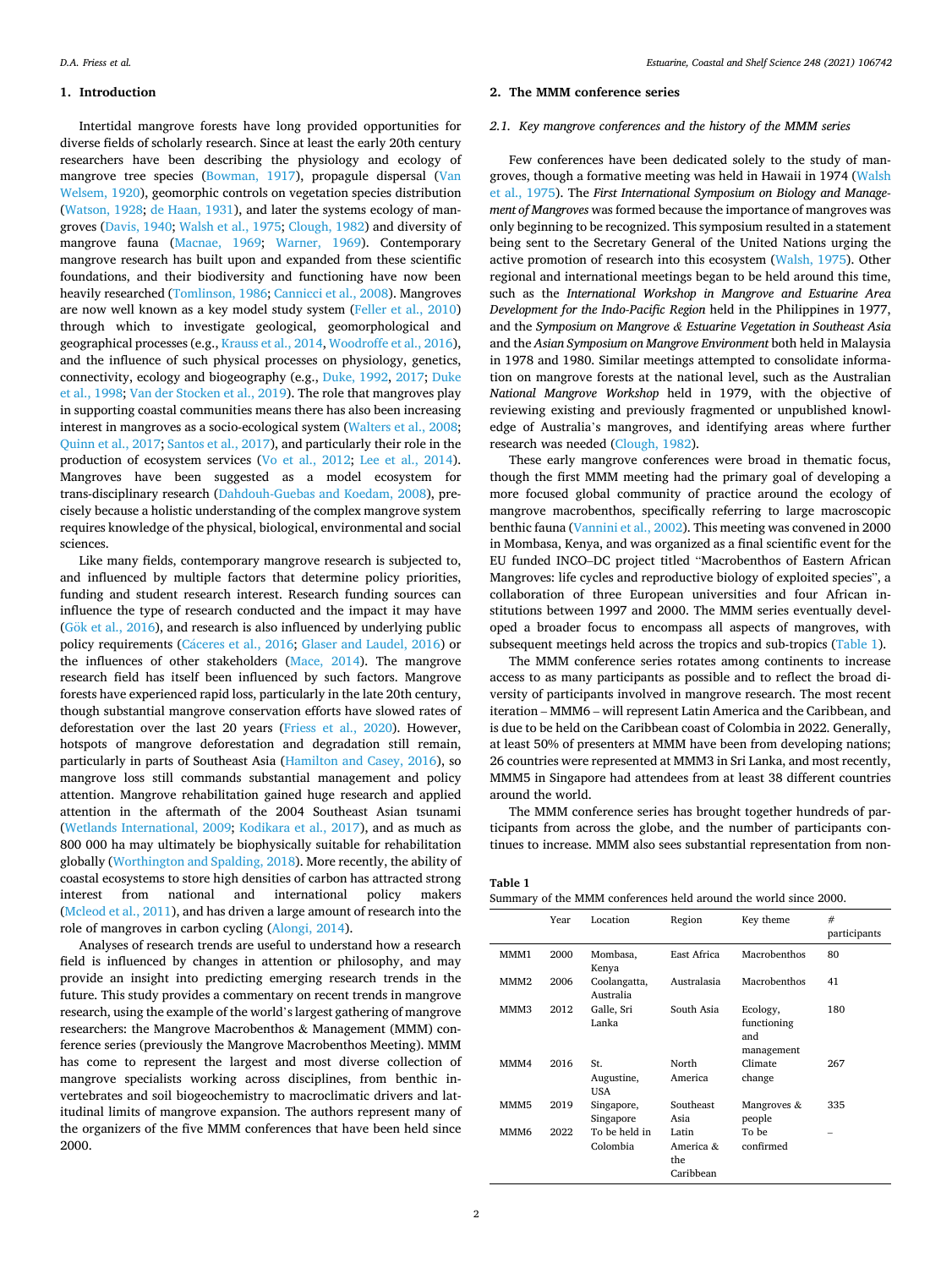## 1. Introduction

Intertidal mangrove forests have long provided opportunities for diverse fields of scholarly research. Since at least the early 20th century researchers have been describing the physiology and ecology of mangrove tree species (Bowman, 1917), propagule dispersal (Van Welsem, 1920), geomorphic controls on vegetation species distribution (Watson, 1928; de Haan, 1931), and later the systems ecology of mangroves (Davis, 1940; Walsh et al., 1975; Clough, 1982) and diversity of mangrove fauna (Macnae, 1969; Warner, 1969). Contemporary mangrove research has built upon and expanded from these scientific foundations, and their biodiversity and functioning have now been heavily researched (Tomlinson, 1986; Cannicci et al., 2008). Mangroves are now well known as a key model study system (Feller et al., 2010) through which to investigate geological, geomorphological and geographical processes (e.g., Krauss et al., 2014, Woodroffe et al., 2016), and the influence of such physical processes on physiology, genetics, connectivity, ecology and biogeography (e.g., Duke, 1992, 2017; Duke et al., 1998; Van der Stocken et al., 2019). The role that mangroves play in supporting coastal communities means there has also been increasing interest in mangroves as a socio-ecological system (Walters et al., 2008; Quinn et al., 2017; Santos et al., 2017), and particularly their role in the production of ecosystem services (Vo et al., 2012; Lee et al., 2014). Mangroves have been suggested as a model ecosystem for trans-disciplinary research (Dahdouh-Guebas and Koedam, 2008), precisely because a holistic understanding of the complex mangrove system requires knowledge of the physical, biological, environmental and social sciences.

Like many fields, contemporary mangrove research is subjected to, and influenced by multiple factors that determine policy priorities, funding and student research interest. Research funding sources can influence the type of research conducted and the impact it may have (Gök et al., 2016), and research is also influenced by underlying public policy requirements (Cáceres et al., 2016; Glaser and Laudel, 2016) or the influences of other stakeholders (Mace, 2014). The mangrove research field has itself been influenced by such factors. Mangrove forests have experienced rapid loss, particularly in the late 20th century, though substantial mangrove conservation efforts have slowed rates of deforestation over the last 20 years (Friess et al., 2020). However, hotspots of mangrove deforestation and degradation still remain, particularly in parts of Southeast Asia (Hamilton and Casey, 2016), so mangrove loss still commands substantial management and policy attention. Mangrove rehabilitation gained huge research and applied attention in the aftermath of the 2004 Southeast Asian tsunami (Wetlands International, 2009; Kodikara et al., 2017), and as much as 800 000 ha may ultimately be biophysically suitable for rehabilitation globally (Worthington and Spalding, 2018). More recently, the ability of coastal ecosystems to store high densities of carbon has attracted strong interest from national and international policy makers (Mcleod et al., 2011), and has driven a large amount of research into the role of mangroves in carbon cycling (Alongi, 2014).

Analyses of research trends are useful to understand how a research field is influenced by changes in attention or philosophy, and may provide an insight into predicting emerging research trends in the future. This study provides a commentary on recent trends in mangrove research, using the example of the world's largest gathering of mangrove researchers: the Mangrove Macrobenthos & Management (MMM) conference series (previously the Mangrove Macrobenthos Meeting). MMM has come to represent the largest and most diverse collection of mangrove specialists working across disciplines, from benthic invertebrates and soil biogeochemistry to macroclimatic drivers and latitudinal limits of mangrove expansion. The authors represent many of the organizers of the five MMM conferences that have been held since 2000.

## 2. The MMM conference series

### 2.1. Key mangrove conferences and the history of the MMM series

Few conferences have been dedicated solely to the study of mangroves, though a formative meeting was held in Hawaii in 1974 (Walsh et al., 1975). The *First International Symposium on Biology and Management of Mangroves* was formed because the importance of mangroves was only beginning to be recognized. This symposium resulted in a statement being sent to the Secretary General of the United Nations urging the active promotion of research into this ecosystem (Walsh, 1975). Other regional and international meetings began to be held around this time, such as the *International Workshop in Mangrove and Estuarine Area Development for the Indo-Pacific Region* held in the Philippines in 1977, and the *Symposium on Mangrove & Estuarine Vegetation in Southeast Asia* and the *Asian Symposium on Mangrove Environment* both held in Malaysia in 1978 and 1980. Similar meetings attempted to consolidate information on mangrove forests at the national level, such as the Australian *National Mangrove Workshop* held in 1979, with the objective of reviewing existing and previously fragmented or unpublished knowledge of Australia's mangroves, and identifying areas where further research was needed (Clough, 1982).

These early mangrove conferences were broad in thematic focus, though the first MMM meeting had the primary goal of developing a more focused global community of practice around the ecology of mangrove macrobenthos, specifically referring to large macroscopic benthic fauna (Vannini et al., 2002). This meeting was convened in 2000 in Mombasa, Kenya, and was organized as a final scientific event for the EU funded INCO–DC project titled "Macrobenthos of Eastern African Mangroves: life cycles and reproductive biology of exploited species", a collaboration of three European universities and four African institutions between 1997 and 2000. The MMM series eventually developed a broader focus to encompass all aspects of mangroves, with subsequent meetings held across the tropics and sub-tropics (Table 1).

The MMM conference series rotates among continents to increase access to as many participants as possible and to reflect the broad diversity of participants involved in mangrove research. The most recent iteration – MMM6 – will represent Latin America and the Caribbean, and is due to be held on the Caribbean coast of Colombia in 2022. Generally, at least 50% of presenters at MMM have been from developing nations; 26 countries were represented at MMM3 in Sri Lanka, and most recently, MMM5 in Singapore had attendees from at least 38 different countries around the world.

The MMM conference series has brought together hundreds of participants from across the globe, and the number of participants continues to increase. MMM also sees substantial representation from non-

**Table 1**
Summary of the MMM conferences held around the world since 2000.

| | Year | Location | Region | Key theme | # participants |
|---|---|---|---|---|---|
| MMM1 | 2000 | Mombasa, Kenya | East Africa | Macrobenthos | 80 |
| MMM2 | 2006 | Coolangatta, Australia | Australasia | Macrobenthos | 41 |
| MMM3 | 2012 | Galle, Sri Lanka | South Asia | Ecology, functioning and management | 180 |
| MMM4 | 2016 | St. Augustine, USA | North America | Climate change | 267 |
| MMM5 | 2019 | Singapore, Singapore | Southeast Asia | Mangroves & people | 335 |
| MMM6 | 2022 | To be held in Colombia | Latin America & the Caribbean | To be confirmed | – |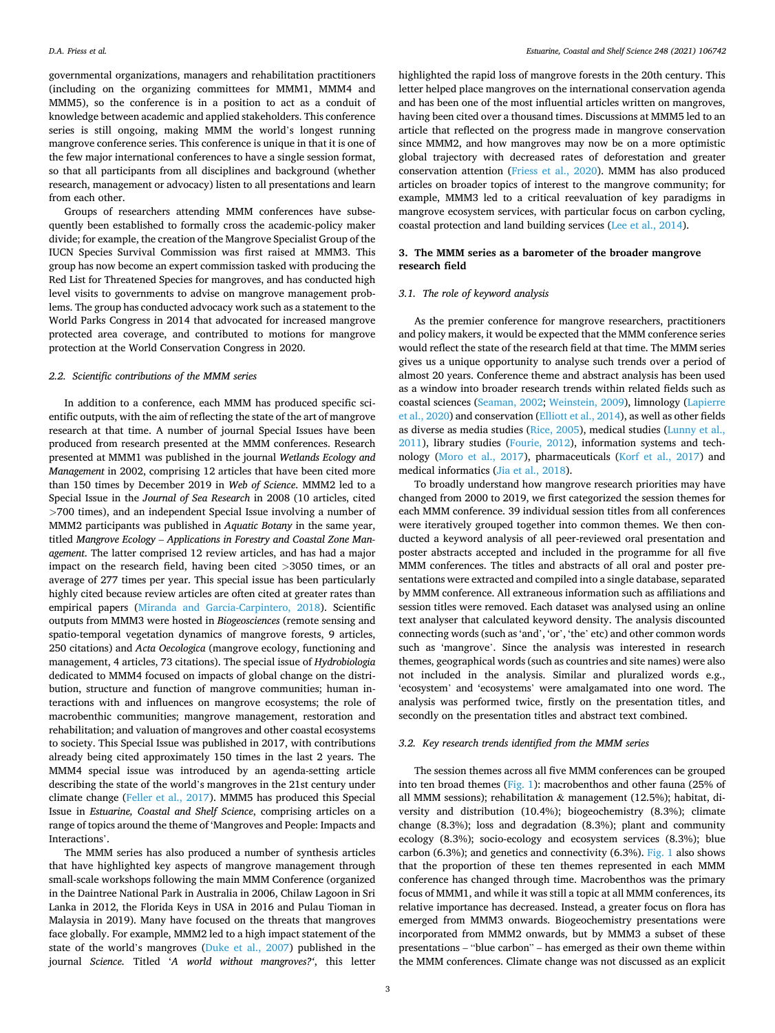governmental organizations, managers and rehabilitation practitioners (including on the organizing committees for MMM1, MMM4 and MMM5), so the conference is in a position to act as a conduit of knowledge between academic and applied stakeholders. This conference series is still ongoing, making MMM the world's longest running mangrove conference series. This conference is unique in that it is one of the few major international conferences to have a single session format, so that all participants from all disciplines and background (whether research, management or advocacy) listen to all presentations and learn from each other.

Groups of researchers attending MMM conferences have subsequently been established to formally cross the academic-policy maker divide; for example, the creation of the Mangrove Specialist Group of the IUCN Species Survival Commission was first raised at MMM3. This group has now become an expert commission tasked with producing the Red List for Threatened Species for mangroves, and has conducted high level visits to governments to advise on mangrove management problems. The group has conducted advocacy work such as a statement to the World Parks Congress in 2014 that advocated for increased mangrove protected area coverage, and contributed to motions for mangrove protection at the World Conservation Congress in 2020.

### 2.2. Scientific contributions of the MMM series

In addition to a conference, each MMM has produced specific scientific outputs, with the aim of reflecting the state of the art of mangrove research at that time. A number of journal Special Issues have been produced from research presented at the MMM conferences. Research presented at MMM1 was published in the journal *Wetlands Ecology and Management* in 2002, comprising 12 articles that have been cited more than 150 times by December 2019 in *Web of Science*. MMM2 led to a Special Issue in the *Journal of Sea Research* in 2008 (10 articles, cited >700 times), and an independent Special Issue involving a number of MMM2 participants was published in *Aquatic Botany* in the same year, titled *Mangrove Ecology – Applications in Forestry and Coastal Zone Management*. The latter comprised 12 review articles, and has had a major impact on the research field, having been cited >3050 times, or an average of 277 times per year. This special issue has been particularly highly cited because review articles are often cited at greater rates than empirical papers (Miranda and Garcia-Carpintero, 2018). Scientific outputs from MMM3 were hosted in *Biogeosciences* (remote sensing and spatio-temporal vegetation dynamics of mangrove forests, 9 articles, 250 citations) and *Acta Oecologica* (mangrove ecology, functioning and management, 4 articles, 73 citations). The special issue of *Hydrobiologia* dedicated to MMM4 focused on impacts of global change on the distribution, structure and function of mangrove communities; human interactions with and influences on mangrove ecosystems; the role of macrobenthic communities; mangrove management, restoration and rehabilitation; and valuation of mangroves and other coastal ecosystems to society. This Special Issue was published in 2017, with contributions already being cited approximately 150 times in the last 2 years. The MMM4 special issue was introduced by an agenda-setting article describing the state of the world's mangroves in the 21st century under climate change (Feller et al., 2017). MMM5 has produced this Special Issue in *Estuarine, Coastal and Shelf Science*, comprising articles on a range of topics around the theme of 'Mangroves and People: Impacts and Interactions'.

The MMM series has also produced a number of synthesis articles that have highlighted key aspects of mangrove management through small-scale workshops following the main MMM Conference (organized in the Daintree National Park in Australia in 2006, Chilaw Lagoon in Sri Lanka in 2012, the Florida Keys in USA in 2016 and Pulau Tioman in Malaysia in 2019). Many have focused on the threats that mangroves face globally. For example, MMM2 led to a high impact statement of the state of the world's mangroves (Duke et al., 2007) published in the journal *Science*. Titled '*A world without mangroves?*', this letter highlighted the rapid loss of mangrove forests in the 20th century. This letter helped place mangroves on the international conservation agenda and has been one of the most influential articles written on mangroves, having been cited over a thousand times. Discussions at MMM5 led to an article that reflected on the progress made in mangrove conservation since MMM2, and how mangroves may now be on a more optimistic global trajectory with decreased rates of deforestation and greater conservation attention (Friess et al., 2020). MMM has also produced articles on broader topics of interest to the mangrove community; for example, MMM3 led to a critical reevaluation of key paradigms in mangrove ecosystem services, with particular focus on carbon cycling, coastal protection and land building services (Lee et al., 2014).

## 3. The MMM series as a barometer of the broader mangrove research field

### 3.1. The role of keyword analysis

As the premier conference for mangrove researchers, practitioners and policy makers, it would be expected that the MMM conference series would reflect the state of the research field at that time. The MMM series gives us a unique opportunity to analyse such trends over a period of almost 20 years. Conference theme and abstract analysis has been used as a window into broader research trends within related fields such as coastal sciences (Seaman, 2002; Weinstein, 2009), limnology (Lapierre et al., 2020) and conservation (Elliott et al., 2014), as well as other fields as diverse as media studies (Rice, 2005), medical studies (Lunny et al., 2011), library studies (Fourie, 2012), information systems and technology (Moro et al., 2017), pharmaceuticals (Korf et al., 2017) and medical informatics (Jia et al., 2018).

To broadly understand how mangrove research priorities may have changed from 2000 to 2019, we first categorized the session themes for each MMM conference. 39 individual session titles from all conferences were iteratively grouped together into common themes. We then conducted a keyword analysis of all peer-reviewed oral presentation and poster abstracts accepted and included in the programme for all five MMM conferences. The titles and abstracts of all oral and poster presentations were extracted and compiled into a single database, separated by MMM conference. All extraneous information such as affiliations and session titles were removed. Each dataset was analysed using an online text analyser that calculated keyword density. The analysis discounted connecting words (such as 'and', 'or', 'the' etc) and other common words such as 'mangrove'. Since the analysis was interested in research themes, geographical words (such as countries and site names) were also not included in the analysis. Similar and pluralized words e.g., 'ecosystem' and 'ecosystems' were amalgamated into one word. The analysis was performed twice, firstly on the presentation titles, and secondly on the presentation titles and abstract text combined.

### 3.2. Key research trends identified from the MMM series

The session themes across all five MMM conferences can be grouped into ten broad themes (Fig. 1): macrobenthos and other fauna (25% of all MMM sessions); rehabilitation & management (12.5%); habitat, diversity and distribution (10.4%); biogeochemistry (8.3%); climate change (8.3%); loss and degradation (8.3%); plant and community ecology (8.3%); socio-ecology and ecosystem services (8.3%); blue carbon (6.3%); and genetics and connectivity (6.3%). Fig. 1 also shows that the proportion of these ten themes represented in each MMM conference has changed through time. Macrobenthos was the primary focus of MMM1, and while it was still a topic at all MMM conferences, its relative importance has decreased. Instead, a greater focus on flora has emerged from MMM3 onwards. Biogeochemistry presentations were incorporated from MMM2 onwards, but by MMM3 a subset of these presentations – "blue carbon" – has emerged as their own theme within the MMM conferences. Climate change was not discussed as an explicit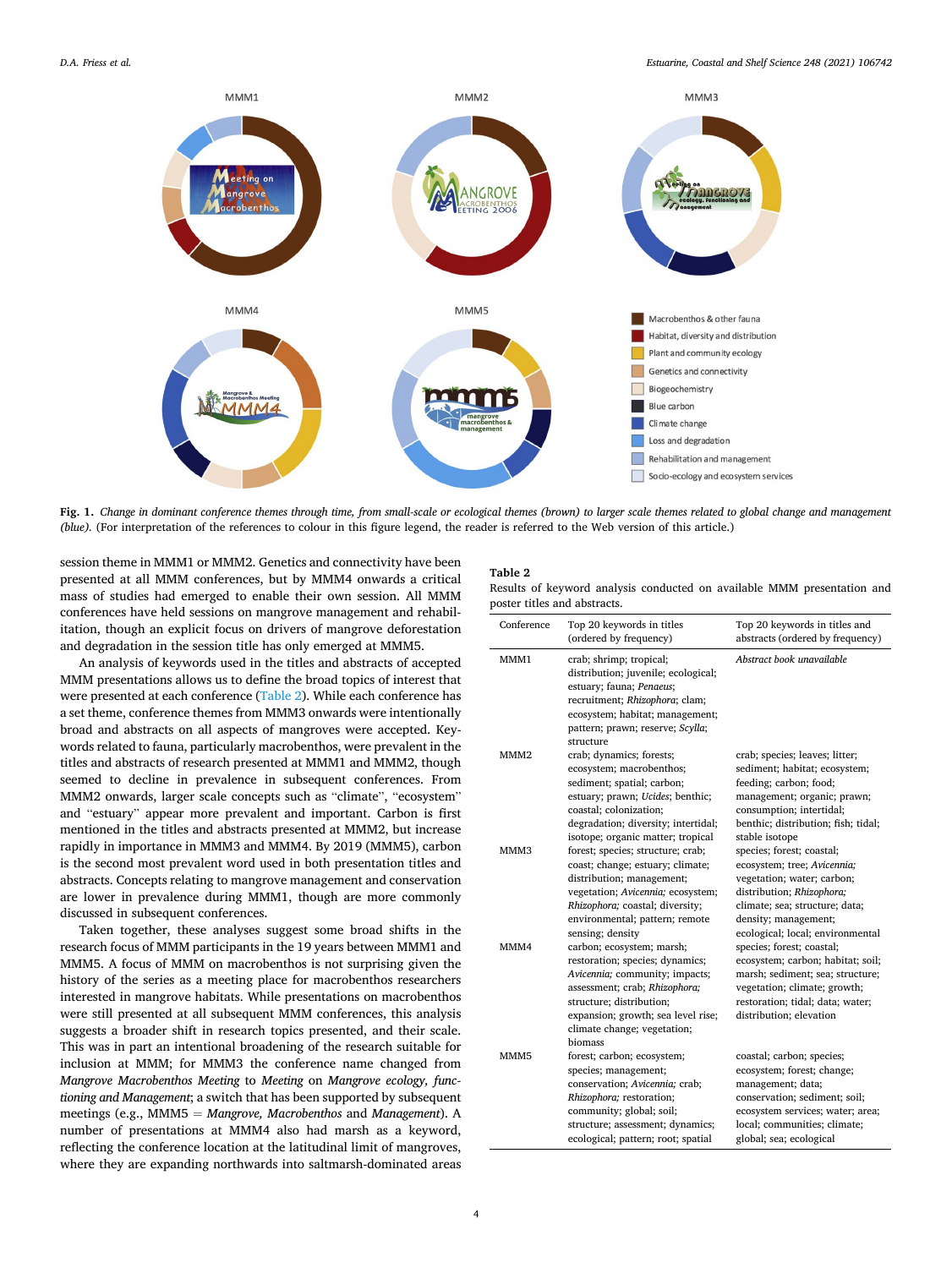Fig. 1. *Change in dominant conference themes through time, from small-scale or ecological themes (brown) to larger scale themes related to global change and management (blue).* (For interpretation of the references to colour in this figure legend, the reader is referred to the Web version of this article.)

session theme in MMM1 or MMM2. Genetics and connectivity have been presented at all MMM conferences, but by MMM4 onwards a critical mass of studies had emerged to enable their own session. All MMM conferences have held sessions on mangrove management and rehabilitation, though an explicit focus on drivers of mangrove deforestation and degradation in the session title has only emerged at MMM5.

An analysis of keywords used in the titles and abstracts of accepted MMM presentations allows us to define the broad topics of interest that were presented at each conference (Table 2). While each conference has a set theme, conference themes from MMM3 onwards were intentionally broad and abstracts on all aspects of mangroves were accepted. Keywords related to fauna, particularly macrobenthos, were prevalent in the titles and abstracts of research presented at MMM1 and MMM2, though seemed to decline in prevalence in subsequent conferences. From MMM2 onwards, larger scale concepts such as "climate", "ecosystem" and "estuary" appear more prevalent and important. Carbon is first mentioned in the titles and abstracts presented at MMM2, but increase rapidly in importance in MMM3 and MMM4. By 2019 (MMM5), carbon is the second most prevalent word used in both presentation titles and abstracts. Concepts relating to mangrove management and conservation are lower in prevalence during MMM1, though are more commonly discussed in subsequent conferences.

Taken together, these analyses suggest some broad shifts in the research focus of MMM participants in the 19 years between MMM1 and MMM5. A focus of MMM on macrobenthos is not surprising given the history of the series as a meeting place for macrobenthos researchers interested in mangrove habitats. While presentations on macrobenthos were still presented at all subsequent MMM conferences, this analysis suggests a broader shift in research topics presented, and their scale. This was in part an intentional broadening of the research suitable for inclusion at MMM; for MMM3 the conference name changed from *Mangrove Macrobenthos Meeting* to *Meeting on Mangrove ecology, functioning and Management*; a switch that has been supported by subsequent meetings (e.g., MMM5 = *Mangrove, Macrobenthos* and *Management*). A number of presentations at MMM4 also had marsh as a keyword, reflecting the conference location at the latitudinal limit of mangroves, where they are expanding northwards into saltmarsh-dominated areas

**Table 2**
Results of keyword analysis conducted on available MMM presentation and poster titles and abstracts.

| Conference | Top 20 keywords in titles (ordered by frequency) | Top 20 keywords in titles and abstracts (ordered by frequency) |
|---|---|---|
| MMM1 | crab; shrimp; tropical; distribution; juvenile; ecological; estuary; fauna; *Penaeus*; recruitment; *Rhizophora*; clam; ecosystem; habitat; management; pattern; prawn; reserve; *Scylla*; structure | *Abstract book unavailable* |
| MMM2 | crab; dynamics; forests; ecosystem; macrobenthos; sediment; spatial; carbon; estuary; prawn; *Ucides*; benthic; coastal; colonization; degradation; diversity; intertidal; isotope; organic matter; tropical | crab; species; leaves; litter; sediment; habitat; ecosystem; feeding; carbon; food; management; organic; prawn; consumption; intertidal; benthic; distribution; fish; tidal; stable isotope |
| MMM3 | forest; species; structure; crab; coast; change; estuary; climate; distribution; management; vegetation; *Avicennia;* ecosystem; *Rhizophora;* coastal; diversity; environmental; pattern; remote sensing; density | species; forest; coastal; ecosystem; tree; *Avicennia;* vegetation; water; carbon; distribution; *Rhizophora;* climate; sea; structure; data; density; management; ecological; local; environmental |
| MMM4 | carbon; ecosystem; marsh; restoration; species; dynamics; *Avicennia;* community; impacts; assessment; crab; *Rhizophora;* structure; distribution; expansion; growth; sea level rise; climate change; vegetation; biomass | species; forest; coastal; ecosystem; carbon; habitat; soil; marsh; sediment; sea; structure; vegetation; climate; growth; restoration; tidal; data; water; distribution; elevation |
| MMM5 | forest; carbon; ecosystem; species; management; conservation; *Avicennia;* crab; *Rhizophora;* restoration; community; global; soil; structure; assessment; dynamics; ecological; pattern; root; spatial | coastal; carbon; species; ecosystem; forest; change; management; data; conservation; sediment; soil; ecosystem services; water; area; local; communities; climate; global; sea; ecological |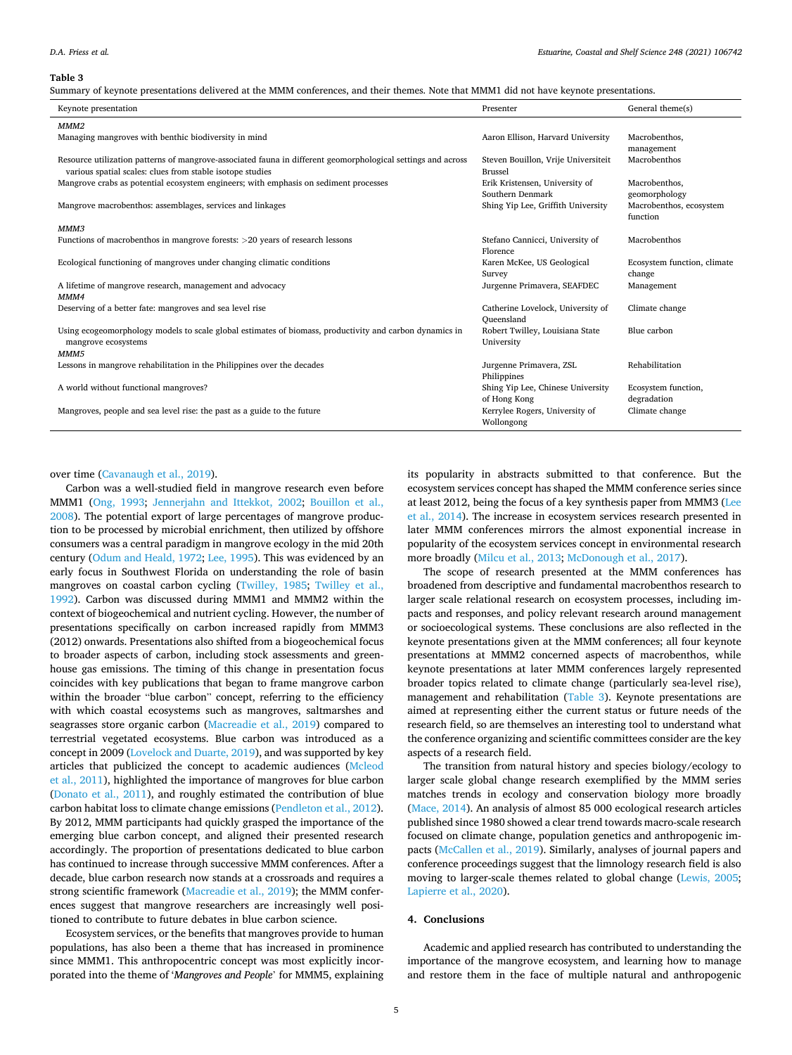**Table 3**

Summary of keynote presentations delivered at the MMM conferences, and their themes. Note that MMM1 did not have keynote presentations.

| Keynote presentation | Presenter | General theme(s) |
|---|---|---|
| *MMM2* | | |
| Managing mangroves with benthic biodiversity in mind | Aaron Ellison, Harvard University | Macrobenthos, management |
| Resource utilization patterns of mangrove-associated fauna in different geomorphological settings and across various spatial scales: clues from stable isotope studies | Steven Bouillon, Vrije Universiteit Brussel | Macrobenthos |
| Mangrove crabs as potential ecosystem engineers; with emphasis on sediment processes | Erik Kristensen, University of Southern Denmark | Macrobenthos, geomorphology |
| Mangrove macrobenthos: assemblages, services and linkages | Shing Yip Lee, Griffith University | Macrobenthos, ecosystem function |
| *MMM3* | | |
| Functions of macrobenthos in mangrove forests: >20 years of research lessons | Stefano Cannicci, University of Florence | Macrobenthos |
| Ecological functioning of mangroves under changing climatic conditions | Karen McKee, US Geological Survey | Ecosystem function, climate change |
| A lifetime of mangrove research, management and advocacy | Jurgenne Primavera, SEAFDEC | Management |
| *MMM4* | | |
| Deserving of a better fate: mangroves and sea level rise | Catherine Lovelock, University of Queensland | Climate change |
| Using ecogeomorphology models to scale global estimates of biomass, productivity and carbon dynamics in mangrove ecosystems | Robert Twilley, Louisiana State University | Blue carbon |
| *MMM5* | | |
| Lessons in mangrove rehabilitation in the Philippines over the decades | Jurgenne Primavera, ZSL Philippines | Rehabilitation |
| A world without functional mangroves? | Shing Yip Lee, Chinese University of Hong Kong | Ecosystem function, degradation |
| Mangroves, people and sea level rise: the past as a guide to the future | Kerrylee Rogers, University of Wollongong | Climate change |

over time (Cavanaugh et al., 2019).

Carbon was a well-studied field in mangrove research even before MMM1 (Ong, 1993; Jennerjahn and Ittekkot, 2002; Bouillon et al., 2008). The potential export of large percentages of mangrove production to be processed by microbial enrichment, then utilized by offshore consumers was a central paradigm in mangrove ecology in the mid 20th century (Odum and Heald, 1972; Lee, 1995). This was evidenced by an early focus in Southwest Florida on understanding the role of basin mangroves on coastal carbon cycling (Twilley, 1985; Twilley et al., 1992). Carbon was discussed during MMM1 and MMM2 within the context of biogeochemical and nutrient cycling. However, the number of presentations specifically on carbon increased rapidly from MMM3 (2012) onwards. Presentations also shifted from a biogeochemical focus to broader aspects of carbon, including stock assessments and greenhouse gas emissions. The timing of this change in presentation focus coincides with key publications that began to frame mangrove carbon within the broader "blue carbon" concept, referring to the efficiency with which coastal ecosystems such as mangroves, saltmarshes and seagrasses store organic carbon (Macreadie et al., 2019) compared to terrestrial vegetated ecosystems. Blue carbon was introduced as a concept in 2009 (Lovelock and Duarte, 2019), and was supported by key articles that publicized the concept to academic audiences (Mcleod et al., 2011), highlighted the importance of mangroves for blue carbon (Donato et al., 2011), and roughly estimated the contribution of blue carbon habitat loss to climate change emissions (Pendleton et al., 2012). By 2012, MMM participants had quickly grasped the importance of the emerging blue carbon concept, and aligned their presented research accordingly. The proportion of presentations dedicated to blue carbon has continued to increase through successive MMM conferences. After a decade, blue carbon research now stands at a crossroads and requires a strong scientific framework (Macreadie et al., 2019); the MMM conferences suggest that mangrove researchers are increasingly well positioned to contribute to future debates in blue carbon science.

Ecosystem services, or the benefits that mangroves provide to human populations, has also been a theme that has increased in prominence since MMM1. This anthropocentric concept was most explicitly incorporated into the theme of '*Mangroves and People*' for MMM5, explaining its popularity in abstracts submitted to that conference. But the ecosystem services concept has shaped the MMM conference series since at least 2012, being the focus of a key synthesis paper from MMM3 (Lee et al., 2014). The increase in ecosystem services research presented in later MMM conferences mirrors the almost exponential increase in popularity of the ecosystem services concept in environmental research more broadly (Milcu et al., 2013; McDonough et al., 2017).

The scope of research presented at the MMM conferences has broadened from descriptive and fundamental macrobenthos research to larger scale relational research on ecosystem processes, including impacts and responses, and policy relevant research around management or socioecological systems. These conclusions are also reflected in the keynote presentations given at the MMM conferences; all four keynote presentations at MMM2 concerned aspects of macrobenthos, while keynote presentations at later MMM conferences largely represented broader topics related to climate change (particularly sea-level rise), management and rehabilitation (Table 3). Keynote presentations are aimed at representing either the current status or future needs of the research field, so are themselves an interesting tool to understand what the conference organizing and scientific committees consider are the key aspects of a research field.

The transition from natural history and species biology/ecology to larger scale global change research exemplified by the MMM series matches trends in ecology and conservation biology more broadly (Mace, 2014). An analysis of almost 85 000 ecological research articles published since 1980 showed a clear trend towards macro-scale research focused on climate change, population genetics and anthropogenic impacts (McCallen et al., 2019). Similarly, analyses of journal papers and conference proceedings suggest that the limnology research field is also moving to larger-scale themes related to global change (Lewis, 2005; Lapierre et al., 2020).

## 4. Conclusions

Academic and applied research has contributed to understanding the importance of the mangrove ecosystem, and learning how to manage and restore them in the face of multiple natural and anthropogenic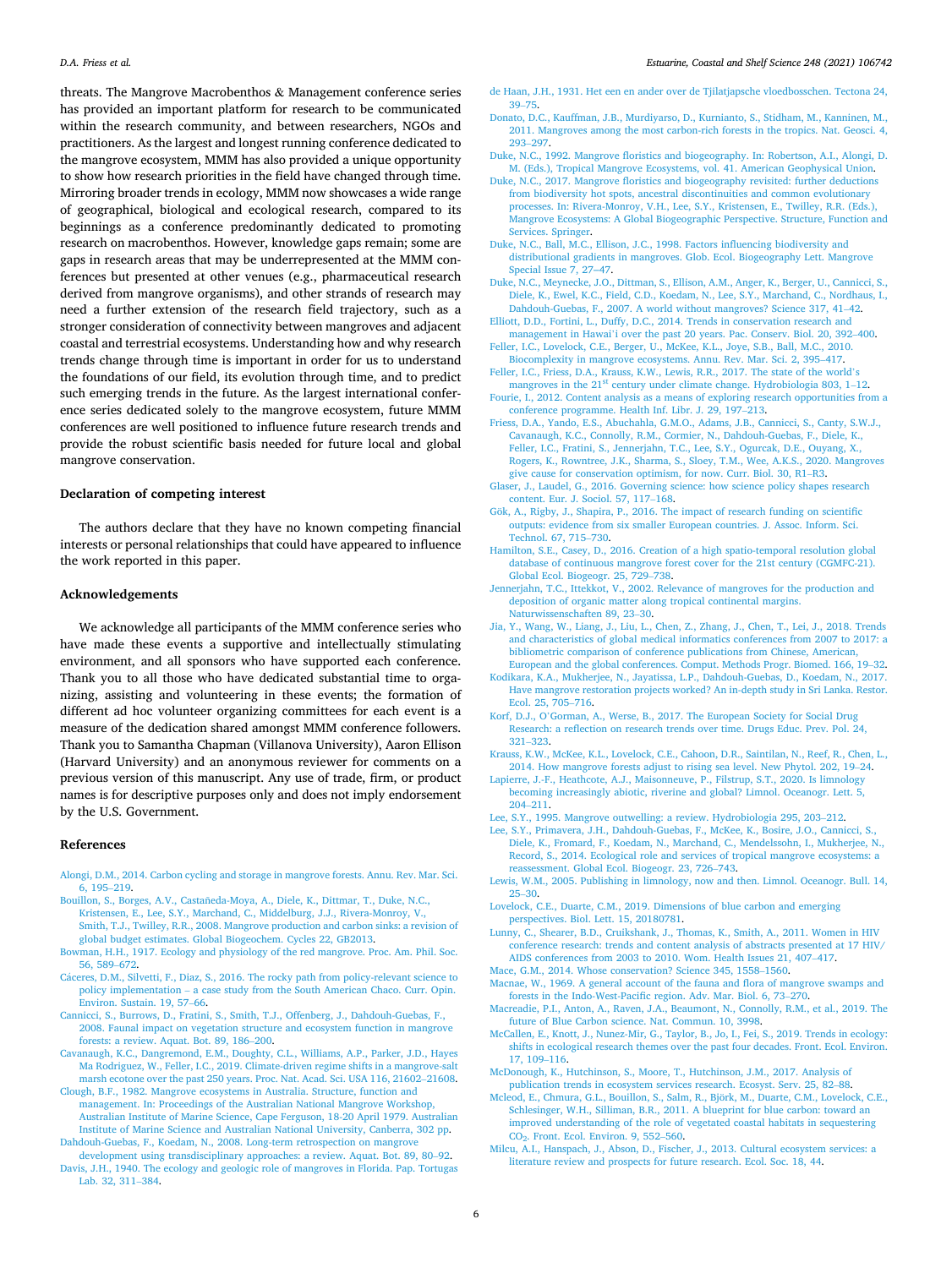threats. The Mangrove Macrobenthos & Management conference series has provided an important platform for research to be communicated within the research community, and between researchers, NGOs and practitioners. As the largest and longest running conference dedicated to the mangrove ecosystem, MMM has also provided a unique opportunity to show how research priorities in the field have changed through time. Mirroring broader trends in ecology, MMM now showcases a wide range of geographical, biological and ecological research, compared to its beginnings as a conference predominantly dedicated to promoting research on macrobenthos. However, knowledge gaps remain; some are gaps in research areas that may be underrepresented at the MMM conferences but presented at other venues (e.g., pharmaceutical research derived from mangrove organisms), and other strands of research may need a further extension of the research field trajectory, such as a stronger consideration of connectivity between mangroves and adjacent coastal and terrestrial ecosystems. Understanding how and why research trends change through time is important in order for us to understand the foundations of our field, its evolution through time, and to predict such emerging trends in the future. As the largest international conference series dedicated solely to the mangrove ecosystem, future MMM conferences are well positioned to influence future research trends and provide the robust scientific basis needed for future local and global mangrove conservation.

## Declaration of competing interest

The authors declare that they have no known competing financial interests or personal relationships that could have appeared to influence the work reported in this paper.

## Acknowledgements

We acknowledge all participants of the MMM conference series who have made these events a supportive and intellectually stimulating environment, and all sponsors who have supported each conference. Thank you to all those who have dedicated substantial time to organizing, assisting and volunteering in these events; the formation of different ad hoc volunteer organizing committees for each event is a measure of the dedication shared amongst MMM conference followers. Thank you to Samantha Chapman (Villanova University), Aaron Ellison (Harvard University) and an anonymous reviewer for comments on a previous version of this manuscript. Any use of trade, firm, or product names is for descriptive purposes only and does not imply endorsement by the U.S. Government.

## References

Alongi, D.M., 2014. Carbon cycling and storage in mangrove forests. Annu. Rev. Mar. Sci. 6, 195–219.

Bouillon, S., Borges, A.V., Castañeda-Moya, A., Diele, K., Dittmar, T., Duke, N.C., Kristensen, E., Lee, S.Y., Marchand, C., Middelburg, J.J., Rivera-Monroy, V., Smith, T.J., Twilley, R.R., 2008. Mangrove production and carbon sinks: a revision of global budget estimates. Global Biogeochem. Cycles 22, GB2013.

Bowman, H.H., 1917. Ecology and physiology of the red mangrove. Proc. Am. Phil. Soc. 56, 589–672.

Cáceres, D.M., Silvetti, F., Diaz, S., 2016. The rocky path from policy-relevant science to policy implementation – a case study from the South American Chaco. Curr. Opin. Environ. Sustain. 19, 57–66.

Cannicci, S., Burrows, D., Fratini, S., Smith, T.J., Offenberg, J., Dahdouh-Guebas, F., 2008. Faunal impact on vegetation structure and ecosystem function in mangrove forests: a review. Aquat. Bot. 89, 186–200.

Cavanaugh, K.C., Dangremond, E.M., Doughty, C.L., Williams, A.P., Parker, J.D., Hayes Ma Rodriguez, W., Feller, I.C., 2019. Climate-driven regime shifts in a mangrove-salt marsh ecotone over the past 250 years. Proc. Nat. Acad. Sci. USA 116, 21602–21608.

Clough, B.F., 1982. Mangrove ecosystems in Australia. Structure, function and management. In: Proceedings of the Australian National Mangrove Workshop, Australian Institute of Marine Science, Cape Ferguson, 18-20 April 1979. Australian Institute of Marine Science and Australian National University, Canberra, 302 pp.

Dahdouh-Guebas, F., Koedam, N., 2008. Long-term retrospection on mangrove development using transdisciplinary approaches: a review. Aquat. Bot. 89, 80–92.

Davis, J.H., 1940. The ecology and geologic role of mangroves in Florida. Pap. Tortugas Lab. 32, 311–384.

de Haan, J.H., 1931. Het een en ander over de Tjilatjapsche vloedbosschen. Tectona 24, 39–75.

Donato, D.C., Kauffman, J.B., Murdiyarso, D., Kurnianto, S., Stidham, M., Kanninen, M., 2011. Mangroves among the most carbon-rich forests in the tropics. Nat. Geosci. 4, 293–297.

Duke, N.C., 1992. Mangrove floristics and biogeography. In: Robertson, A.I., Alongi, D. M. (Eds.), Tropical Mangrove Ecosystems, vol. 41. American Geophysical Union.

Duke, N.C., 2017. Mangrove floristics and biogeography revisited: further deductions from biodiversity hot spots, ancestral discontinuities and common evolutionary processes. In: Rivera-Monroy, V.H., Lee, S.Y., Kristensen, E., Twilley, R.R. (Eds.), Mangrove Ecosystems: A Global Biogeographic Perspective. Structure, Function and Services. Springer.

Duke, N.C., Ball, M.C., Ellison, J.C., 1998. Factors influencing biodiversity and distributional gradients in mangroves. Glob. Ecol. Biogeography Lett. Mangrove Special Issue 7, 27–47.

Duke, N.C., Meynecke, J.O., Dittman, S., Ellison, A.M., Anger, K., Berger, U., Cannicci, S., Diele, K., Ewel, K.C., Field, C.D., Koedam, N., Lee, S.Y., Marchand, C., Nordhaus, I., Dahdouh-Guebas, F., 2007. A world without mangroves? Science 317, 41–42.

Elliott, D.D., Fortini, L., Duffy, D.C., 2014. Trends in conservation research and management in Hawai`i over the past 20 years. Pac. Conserv. Biol. 20, 392–400.

Feller, I.C., Lovelock, C.E., Berger, U., McKee, K.L., Joye, S.B., Ball, M.C., 2010. Biocomplexity in mangrove ecosystems. Annu. Rev. Mar. Sci. 2, 395–417.

Feller, I.C., Friess, D.A., Krauss, K.W., Lewis, R.R., 2017. The state of the world's mangroves in the 21st century under climate change. Hydrobiologia 803, 1–12.

Fourie, I., 2012. Content analysis as a means of exploring research opportunities from a conference programme. Health Inf. Libr. J. 29, 197–213.

Friess, D.A., Yando, E.S., Abuchahla, G.M.O., Adams, J.B., Cannicci, S., Canty, S.W.J., Cavanaugh, K.C., Connolly, R.M., Cormier, N., Dahdouh-Guebas, F., Diele, K., Feller, I.C., Fratini, S., Jennerjahn, T.C., Lee, S.Y., Ogurcak, D.E., Ouyang, X., Rogers, K., Rowntree, J.K., Sharma, S., Sloey, T.M., Wee, A.K.S., 2020. Mangroves give cause for conservation optimism, for now. Curr. Biol. 30, R1–R3.

Glaser, J., Laudel, G., 2016. Governing science: how science policy shapes research content. Eur. J. Sociol. 57, 117–168.

Gök, A., Rigby, J., Shapira, P., 2016. The impact of research funding on scientific outputs: evidence from six smaller European countries. J. Assoc. Inform. Sci. Technol. 67, 715–730.

Hamilton, S.E., Casey, D., 2016. Creation of a high spatio-temporal resolution global database of continuous mangrove forest cover for the 21st century (CGMFC-21). Global Ecol. Biogeogr. 25, 729–738.

Jennerjahn, T.C., Ittekkot, V., 2002. Relevance of mangroves for the production and deposition of organic matter along tropical continental margins. Naturwissenschaften 89, 23–30.

Jia, Y., Wang, W., Liang, J., Liu, L., Chen, Z., Zhang, J., Chen, T., Lei, J., 2018. Trends and characteristics of global medical informatics conferences from 2007 to 2017: a bibliometric comparison of conference publications from Chinese, American, European and the global conferences. Comput. Methods Progr. Biomed. 166, 19–32.

Kodikara, K.A., Mukherjee, N., Jayatissa, L.P., Dahdouh-Guebas, D., Koedam, N., 2017. Have mangrove restoration projects worked? An in-depth study in Sri Lanka. Restor. Ecol. 25, 705–716.

Korf, D.J., O'Gorman, A., Werse, B., 2017. The European Society for Social Drug Research: a reflection on research trends over time. Drugs Educ. Prev. Pol. 24, 321–323.

Krauss, K.W., McKee, K.L., Lovelock, C.E., Cahoon, D.R., Saintilan, N., Reef, R., Chen, L., 2014. How mangrove forests adjust to rising sea level. New Phytol. 202, 19–24.

Lapierre, J.-F., Heathcote, A.J., Maisonneuve, P., Filstrup, S.T., 2020. Is limnology becoming increasingly abiotic, riverine and global? Limnol. Oceanogr. Lett. 5, 204–211.

Lee, S.Y., 1995. Mangrove outwelling: a review. Hydrobiologia 295, 203–212.

Lee, S.Y., Primavera, J.H., Dahdouh-Guebas, F., McKee, K., Bosire, J.O., Cannicci, S., Diele, K., Fromard, F., Koedam, N., Marchand, C., Mendelssohn, I., Mukherjee, N., Record, S., 2014. Ecological role and services of tropical mangrove ecosystems: a reassessment. Global Ecol. Biogeogr. 23, 726–743.

Lewis, W.M., 2005. Publishing in limnology, now and then. Limnol. Oceanogr. Bull. 14, 25–30.

Lovelock, C.E., Duarte, C.M., 2019. Dimensions of blue carbon and emerging perspectives. Biol. Lett. 15, 20180781.

Lunny, C., Shearer, B.D., Cruikshank, J., Thomas, K., Smith, A., 2011. Women in HIV conference research: trends and content analysis of abstracts presented at 17 HIV/AIDS conferences from 2003 to 2010. Wom. Health Issues 21, 407–417.

Mace, G.M., 2014. Whose conservation? Science 345, 1558–1560.

Macnae, W., 1969. A general account of the fauna and flora of mangrove swamps and forests in the Indo-West-Pacific region. Adv. Mar. Biol. 6, 73–270.

Macreadie, P.I., Anton, A., Raven, J.A., Beaumont, N., Connolly, R.M., et al., 2019. The future of Blue Carbon science. Nat. Commun. 10, 3998.

McCallen, E., Knott, J., Nunez-Mir, G., Taylor, B., Jo, I., Fei, S., 2019. Trends in ecology: shifts in ecological research themes over the past four decades. Front. Ecol. Environ. 17, 109–116.

McDonough, K., Hutchinson, S., Moore, T., Hutchinson, J.M., 2017. Analysis of publication trends in ecosystem services research. Ecosyst. Serv. 25, 82–88.

Mcleod, E., Chmura, G.L., Bouillon, S., Salm, R., Björk, M., Duarte, C.M., Lovelock, C.E., Schlesinger, W.H., Silliman, B.R., 2011. A blueprint for blue carbon: toward an improved understanding of the role of vegetated coastal habitats in sequestering $CO_2$. Front. Ecol. Environ. 9, 552–560.

Milcu, A.I., Hanspach, J., Abson, D., Fischer, J., 2013. Cultural ecosystem services: a literature review and prospects for future research. Ecol. Soc. 18, 44.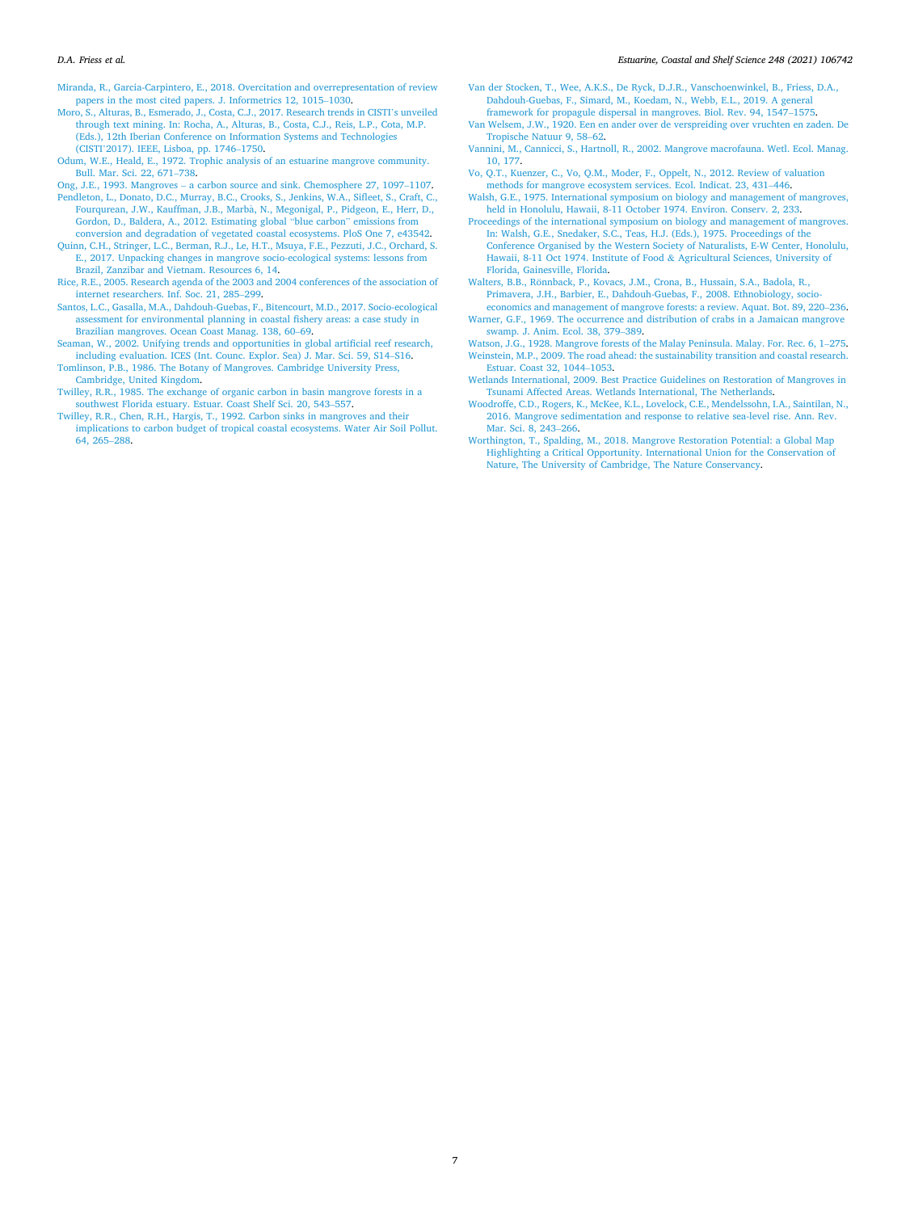Miranda, R., Garcia-Carpintero, E., 2018. Overcitation and overrepresentation of review papers in the most cited papers. J. Informetrics 12, 1015–1030.

Moro, S., Alturas, B., Esmerado, J., Costa, C.J., 2017. Research trends in CISTI's unveiled through text mining. In: Rocha, A., Alturas, B., Costa, C.J., Reis, L.P., Cota, M.P. (Eds.), 12th Iberian Conference on Information Systems and Technologies (CISTI'2017). IEEE, Lisboa, pp. 1746–1750.

Odum, W.E., Heald, E., 1972. Trophic analysis of an estuarine mangrove community. Bull. Mar. Sci. 22, 671–738.

Ong, J.E., 1993. Mangroves – a carbon source and sink. Chemosphere 27, 1097–1107.

Pendleton, L., Donato, D.C., Murray, B.C., Crooks, S., Jenkins, W.A., Sifleet, S., Craft, C., Fourqurean, J.W., Kauffman, J.B., Marbà, N., Megonigal, P., Pidgeon, E., Herr, D., Gordon, D., Baldera, A., 2012. Estimating global "blue carbon" emissions from conversion and degradation of vegetated coastal ecosystems. PloS One 7, e43542.

Quinn, C.H., Stringer, L.C., Berman, R.J., Le, H.T., Msuya, F.E., Pezzuti, J.C., Orchard, S. E., 2017. Unpacking changes in mangrove socio-ecological systems: lessons from Brazil, Zanzibar and Vietnam. Resources 6, 14.

Rice, R.E., 2005. Research agenda of the 2003 and 2004 conferences of the association of internet researchers. Inf. Soc. 21, 285–299.

Santos, L.C., Gasalla, M.A., Dahdouh-Guebas, F., Bitencourt, M.D., 2017. Socio-ecological assessment for environmental planning in coastal fishery areas: a case study in Brazilian mangroves. Ocean Coast Manag. 138, 60–69.

Seaman, W., 2002. Unifying trends and opportunities in global artificial reef research, including evaluation. ICES (Int. Counc. Explor. Sea) J. Mar. Sci. 59, S14–S16.

Tomlinson, P.B., 1986. The Botany of Mangroves. Cambridge University Press, Cambridge, United Kingdom.

Twilley, R.R., 1985. The exchange of organic carbon in basin mangrove forests in a southwest Florida estuary. Estuar. Coast Shelf Sci. 20, 543–557.

Twilley, R.R., Chen, R.H., Hargis, T., 1992. Carbon sinks in mangroves and their implications to carbon budget of tropical coastal ecosystems. Water Air Soil Pollut. 64, 265–288.

Van der Stocken, T., Wee, A.K.S., De Ryck, D.J.R., Vanschoenwinkel, B., Friess, D.A., Dahdouh-Guebas, F., Simard, M., Koedam, N., Webb, E.L., 2019. A general framework for propagule dispersal in mangroves. Biol. Rev. 94, 1547–1575.

Van Welsem, J.W., 1920. Een en ander over de verspreiding over vruchten en zaden. De Tropische Natuur 9, 58–62.

Vannini, M., Cannicci, S., Hartnoll, R., 2002. Mangrove macrofauna. Wetl. Ecol. Manag. 10, 177.

Vo, Q.T., Kuenzer, C., Vo, Q.M., Moder, F., Oppelt, N., 2012. Review of valuation methods for mangrove ecosystem services. Ecol. Indicat. 23, 431–446.

Walsh, G.E., 1975. International symposium on biology and management of mangroves, held in Honolulu, Hawaii, 8-11 October 1974. Environ. Conserv. 2, 233.

Proceedings of the international symposium on biology and management of mangroves. In: Walsh, G.E., Snedaker, S.C., Teas, H.J. (Eds.), 1975. Proceedings of the Conference Organised by the Western Society of Naturalists, E-W Center, Honolulu, Hawaii, 8-11 Oct 1974. Institute of Food & Agricultural Sciences, University of Florida, Gainesville, Florida.

Walters, B.B., Rönnback, P., Kovacs, J.M., Crona, B., Hussain, S.A., Badola, R., Primavera, J.H., Barbier, E., Dahdouh-Guebas, F., 2008. Ethnobiology, socio-economics and management of mangrove forests: a review. Aquat. Bot. 89, 220–236.

Warner, G.F., 1969. The occurrence and distribution of crabs in a Jamaican mangrove swamp. J. Anim. Ecol. 38, 379–389.

Watson, J.G., 1928. Mangrove forests of the Malay Peninsula. Malay. For. Rec. 6, 1–275.

Weinstein, M.P., 2009. The road ahead: the sustainability transition and coastal research. Estuar. Coast 32, 1044–1053.

Wetlands International, 2009. Best Practice Guidelines on Restoration of Mangroves in Tsunami Affected Areas. Wetlands International, The Netherlands.

Woodroffe, C.D., Rogers, K., McKee, K.L., Lovelock, C.E., Mendelssohn, I.A., Saintilan, N., 2016. Mangrove sedimentation and response to relative sea-level rise. Ann. Rev. Mar. Sci. 8, 243–266.

Worthington, T., Spalding, M., 2018. Mangrove Restoration Potential: a Global Map Highlighting a Critical Opportunity. International Union for the Conservation of Nature, The University of Cambridge, The Nature Conservancy.